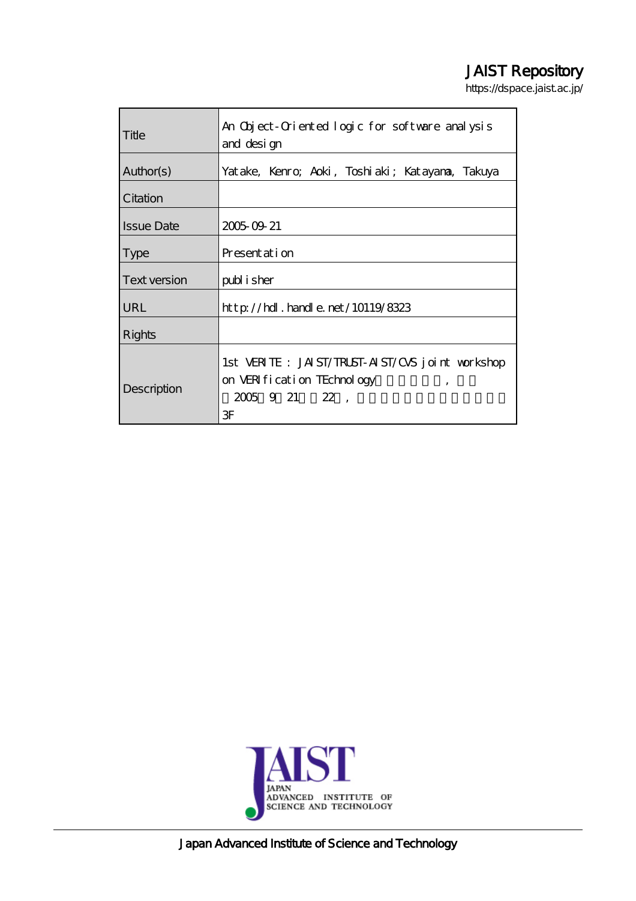# JAIST Repository

https://dspace.jaist.ac.jp/

| Title | An Object-Oriented logic for software analysis and design |
|---|---|
| Author(s) | Yatake, Kenro; Aoki, Toshiaki; Katayama, Takuya |
| Citation | |
| Issue Date | 2005-09-21 |
| Type | Presentation |
| Text version | publisher |
| URL | http://hdl.handle.net/10119/8323 |
| Rights | |
| Description | 1st VERITE : JAIST/TRUST-AIST/CVS joint workshop on VERIfication TEchnology　　　　　,　　　2005　9　21　　22　,　　　　　　　　　　　　　3F |

Japan Advanced Institute of Science and Technology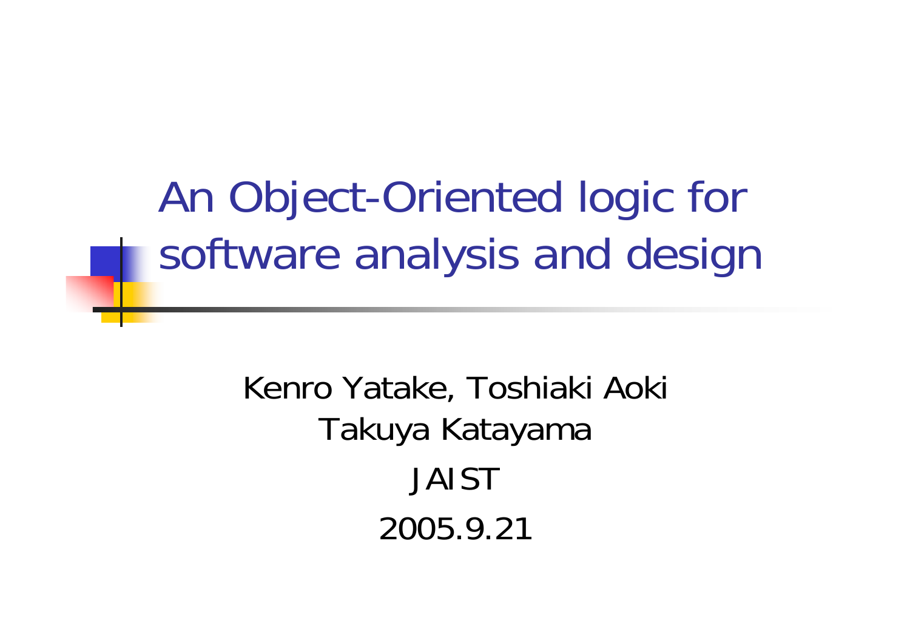# An Object-Oriented logic for software analysis and design

Kenro Yatake, Toshiaki Aoki
Takuya Katayama

JAIST

2005.9.21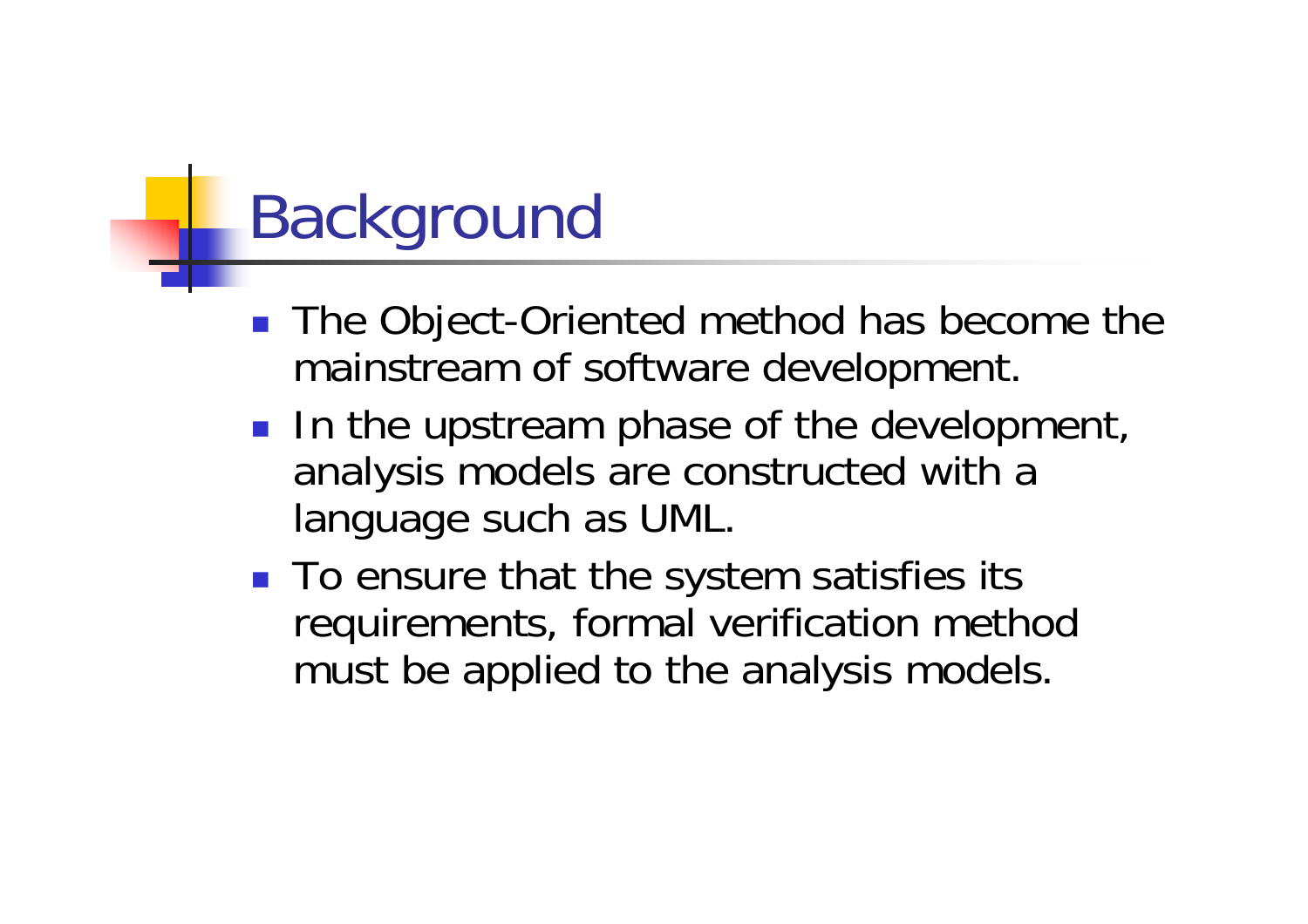# Background

- The Object-Oriented method has become the mainstream of software development.
- In the upstream phase of the development, analysis models are constructed with a language such as UML.
- To ensure that the system satisfies its requirements, formal verification method must be applied to the analysis models.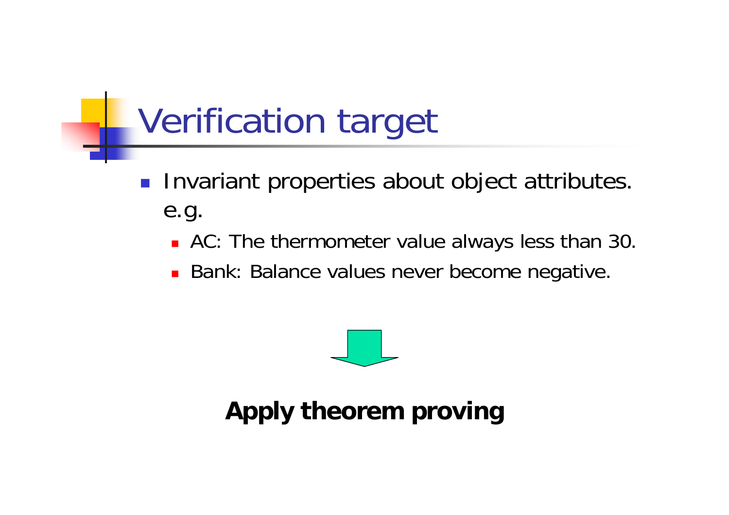# Verification target

- Invariant properties about object attributes. e.g.
  - AC: The thermometer value always less than 30.
  - Bank: Balance values never become negative.

**Apply theorem proving**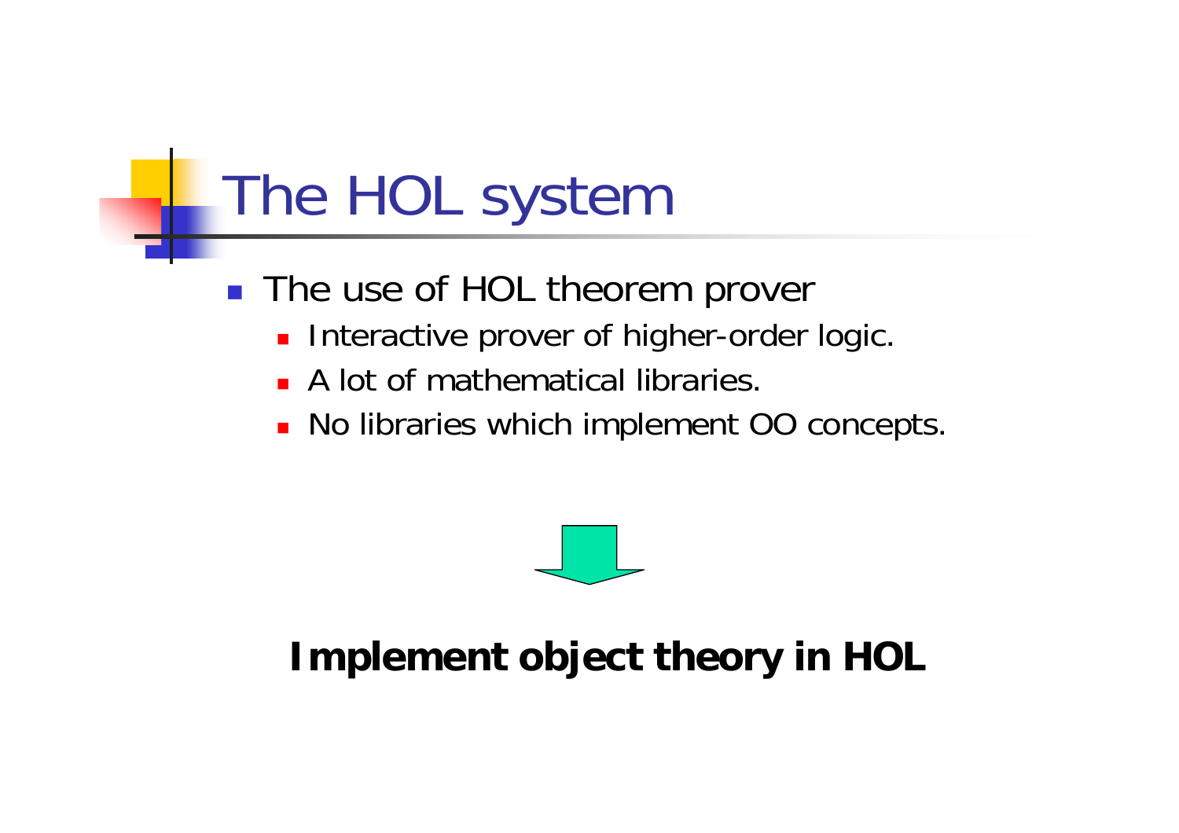# The HOL system

- The use of HOL theorem prover
  - Interactive prover of higher-order logic.
  - A lot of mathematical libraries.
  - No libraries which implement OO concepts.

**Implement object theory in HOL**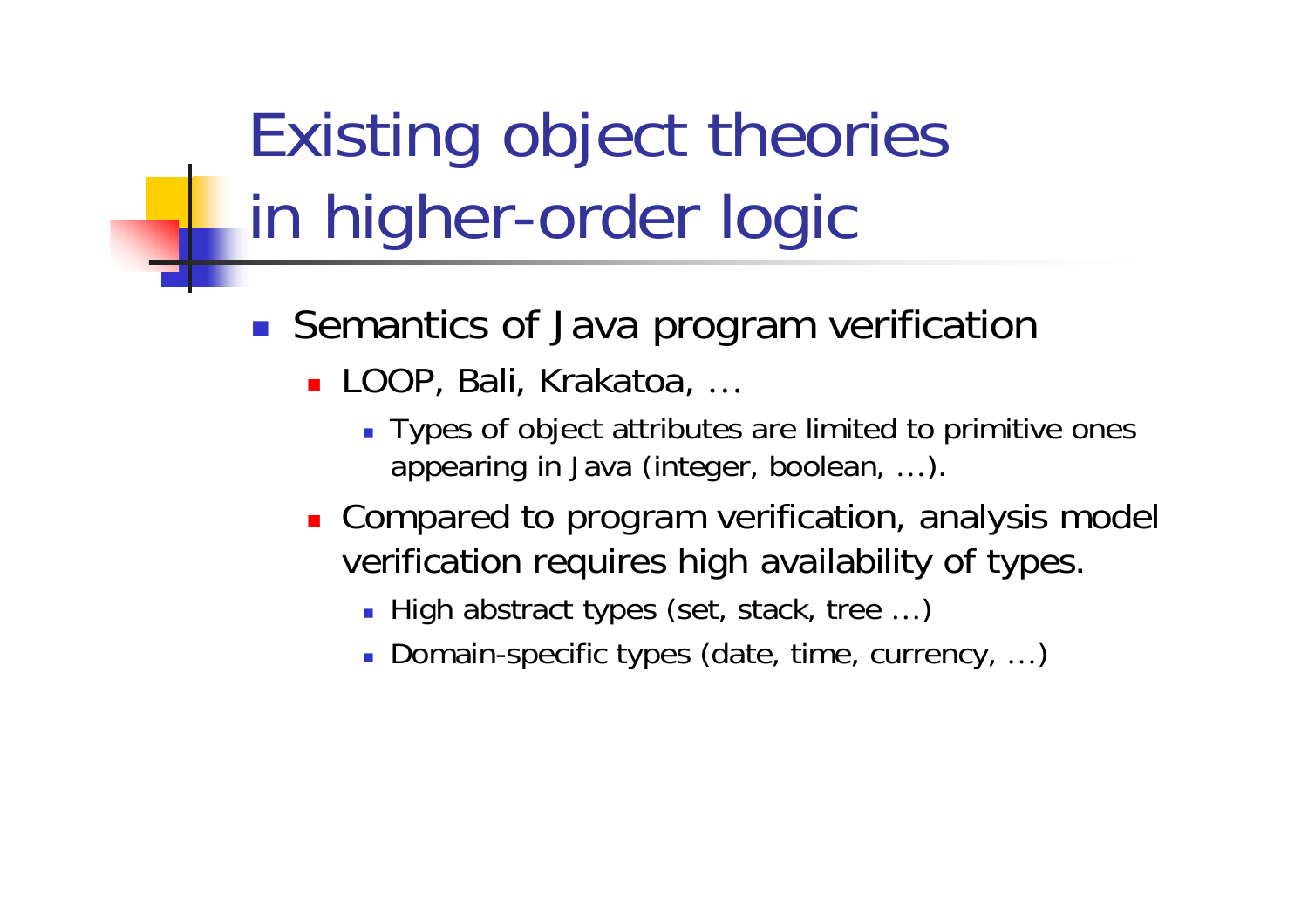# Existing object theories in higher-order logic

- Semantics of Java program verification
  - LOOP, Bali, Krakatoa, …
    - Types of object attributes are limited to primitive ones appearing in Java (integer, boolean, …).
  - Compared to program verification, analysis model verification requires high availability of types.
    - High abstract types (set, stack, tree …)
    - Domain-specific types (date, time, currency, …)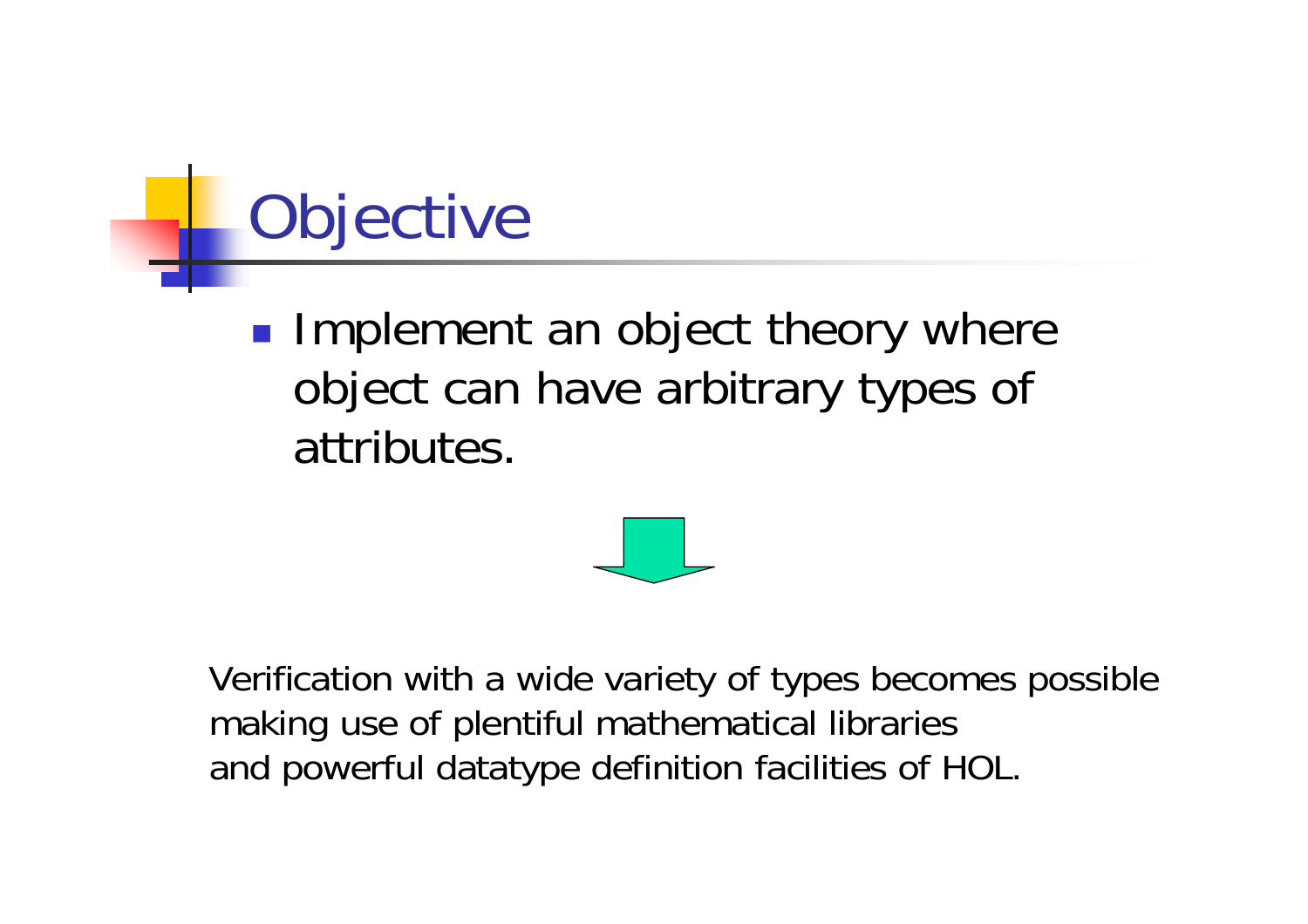# Objective

- Implement an object theory where object can have arbitrary types of attributes.

Verification with a wide variety of types becomes possible making use of plentiful mathematical libraries and powerful datatype definition facilities of HOL.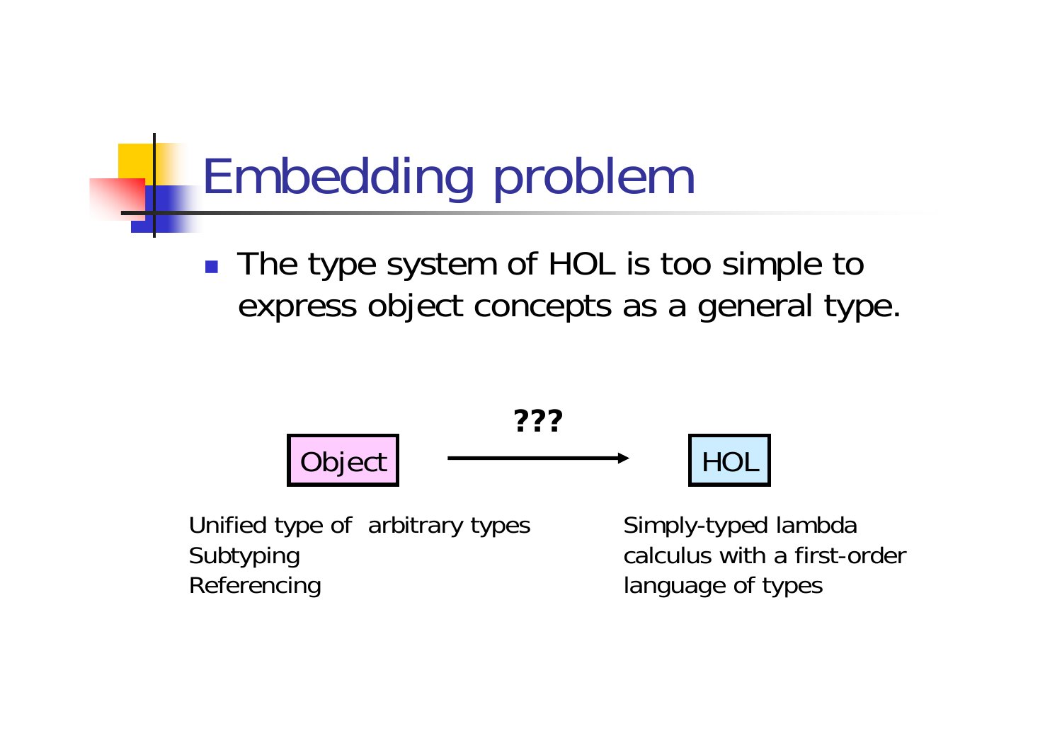# Embedding problem

- The type system of HOL is too simple to express object concepts as a general type.

Object → HOL (???)

Unified type of arbitrary types
Subtyping
Referencing

Simply-typed lambda calculus with a first-order language of types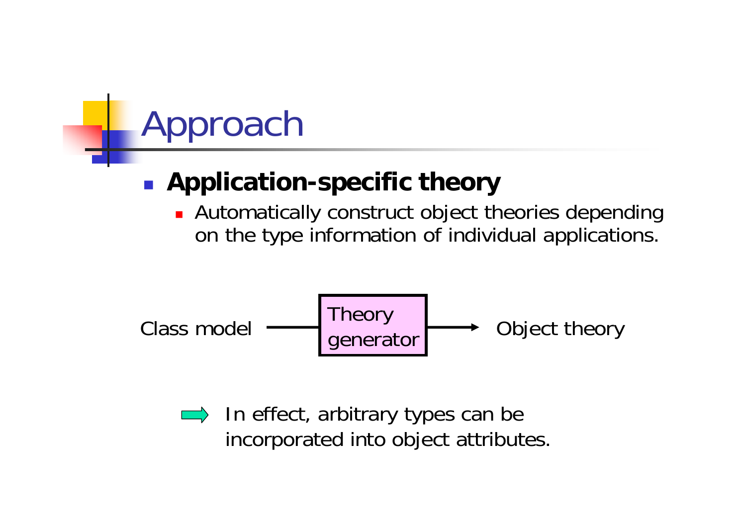# Approach

- **Application-specific theory**
  - Automatically construct object theories depending on the type information of individual applications.

Class model → Theory generator → Object theory

➡ In effect, arbitrary types can be incorporated into object attributes.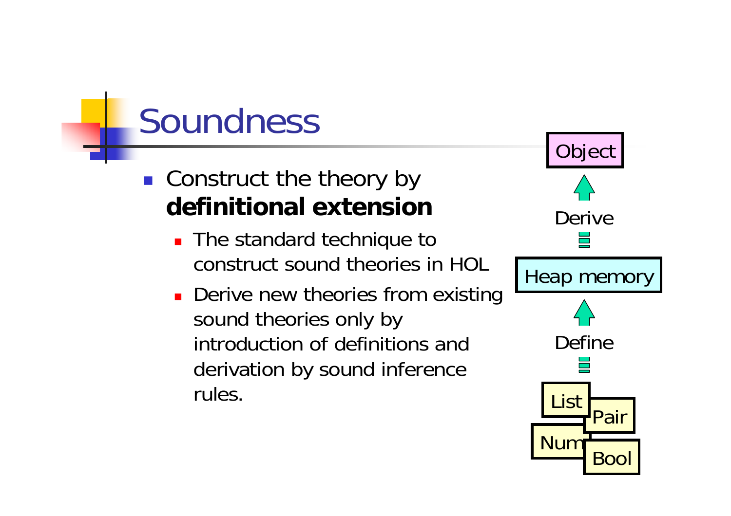# Soundness

- Construct the theory by **definitional extension**
  - The standard technique to construct sound theories in HOL
  - Derive new theories from existing sound theories only by introduction of definitions and derivation by sound inference rules.

Object

Derive

Heap memory

Define

List

Pair

Num

Bool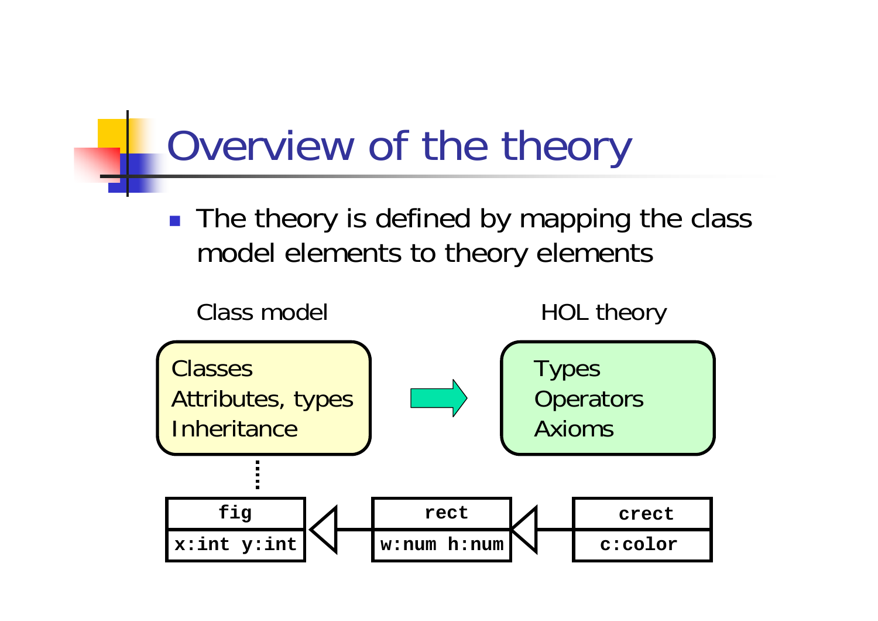# Overview of the theory

- The theory is defined by mapping the class model elements to theory elements

Class model

Classes
Attributes, types
Inheritance

HOL theory

Types
Operators
Axioms

```
fig            rect            crect
x:int y:int    w:num h:num     c:color
```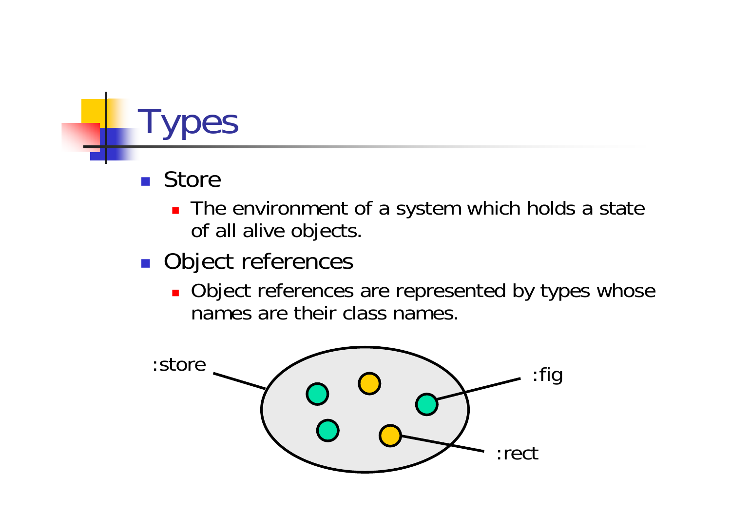# Types

- Store
  - The environment of a system which holds a state of all alive objects.
- Object references
  - Object references are represented by types whose names are their class names.

:store

:fig

:rect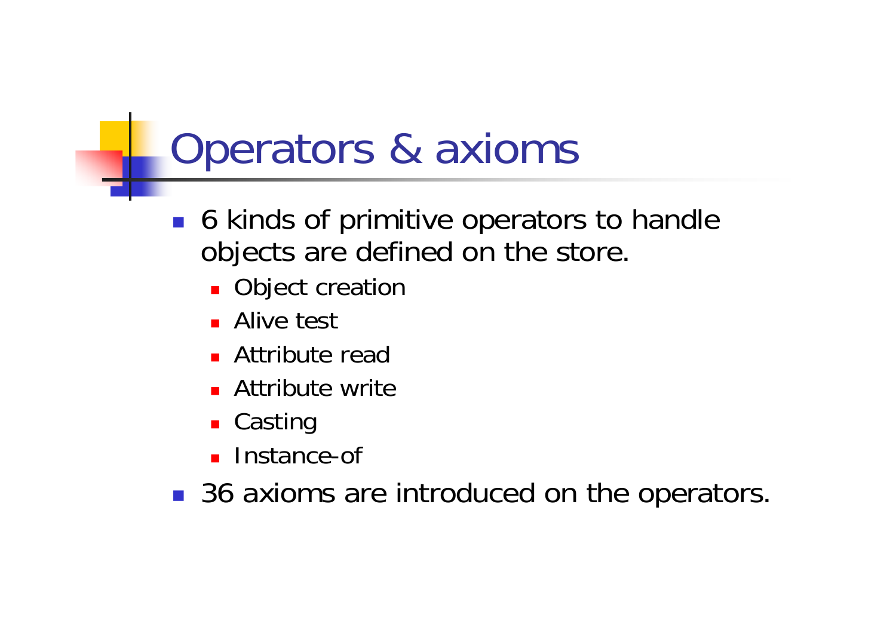# Operators & axioms

- 6 kinds of primitive operators to handle objects are defined on the store.
  - Object creation
  - Alive test
  - Attribute read
  - Attribute write
  - Casting
  - Instance-of
- 36 axioms are introduced on the operators.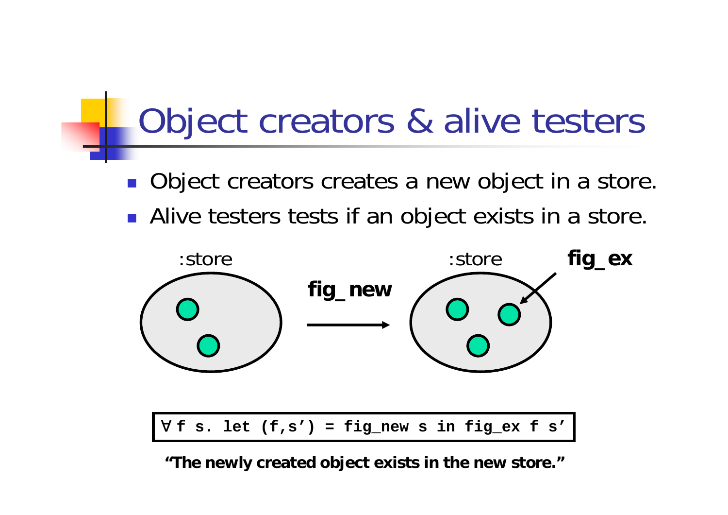# Object creators & alive testers

- Object creators creates a new object in a store.
- Alive testers tests if an object exists in a store.

:store

**fig_new**

:store

**fig_ex**

```
∀ f s. let (f,s’) = fig_new s in fig_ex f s’
```

**“The newly created object exists in the new store.”**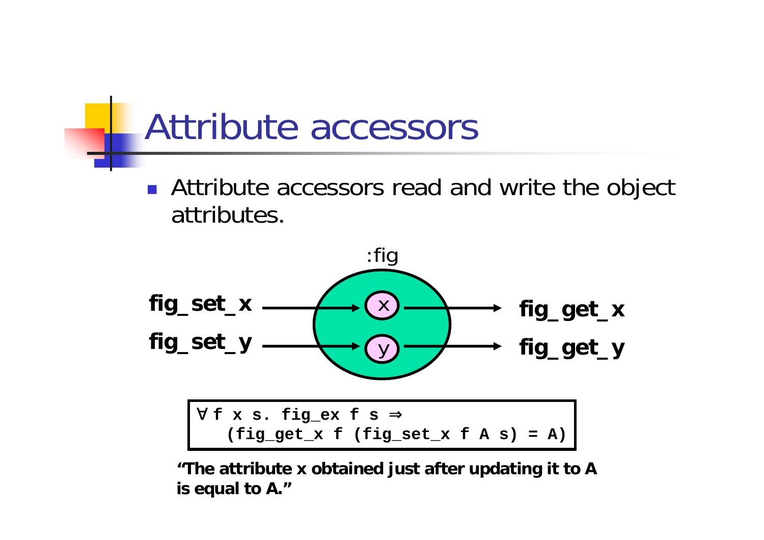# Attribute accessors

- Attribute accessors read and write the object attributes.

:fig

fig_set_x → x → fig_get_x

fig_set_y → y → fig_get_y

```
∀ f x s. fig_ex f s ⇒
   (fig_get_x f (fig_set_x f A s) = A)
```

**“The attribute x obtained just after updating it to A is equal to A.”**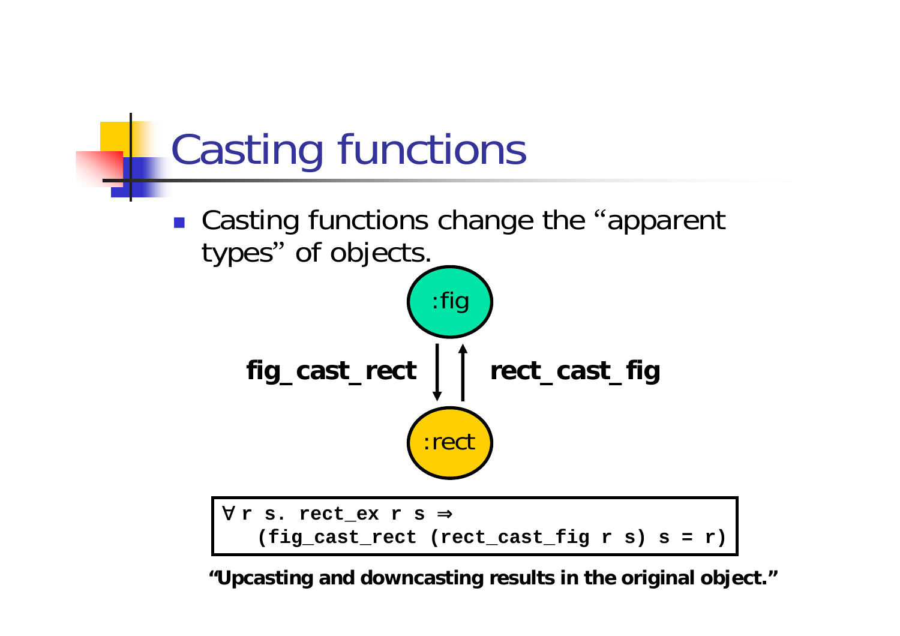# Casting functions

- Casting functions change the “apparent types” of objects.

:fig

**fig_cast_rect** ↓ ↑ **rect_cast_fig**

:rect

```
∀ r s. rect_ex r s ⇒
   (fig_cast_rect (rect_cast_fig r s) s = r)
```

**“Upcasting and downcasting results in the original object.”**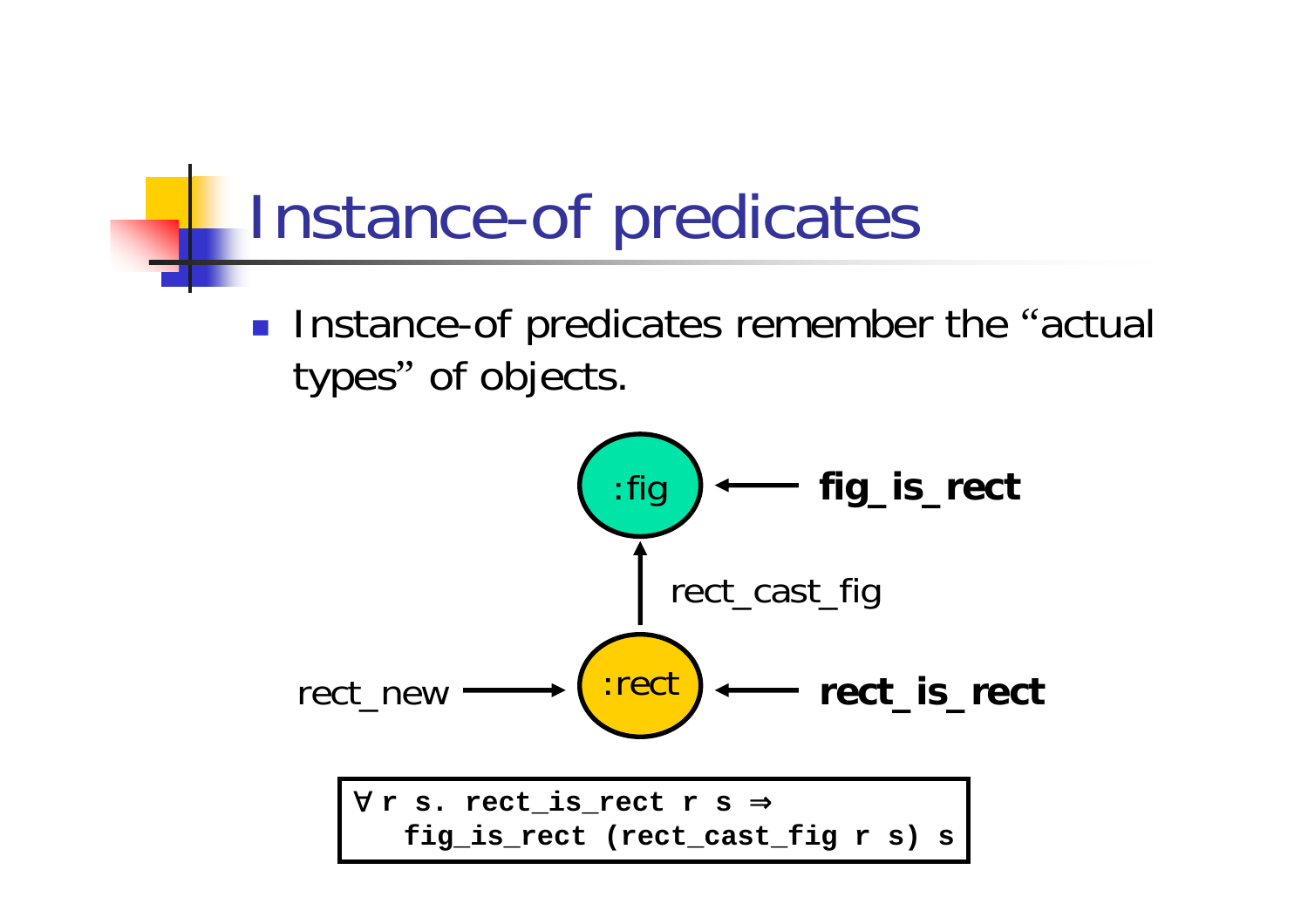# Instance-of predicates

- Instance-of predicates remember the “actual types” of objects.

:fig ← **fig_is_rect**

↑ rect_cast_fig

rect_new → :rect ← **rect_is_rect**

```
∀ r s. rect_is_rect r s ⇒
   fig_is_rect (rect_cast_fig r s) s
```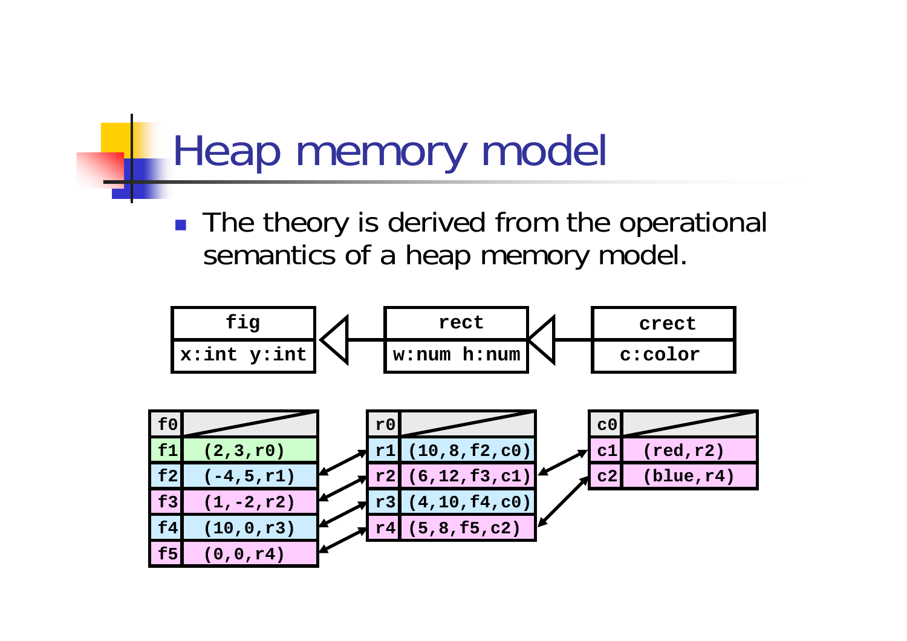# Heap memory model

- The theory is derived from the operational semantics of a heap memory model.

| fig |
| --- |
| x:int y:int |

| rect |
| --- |
| w:num h:num |

| crect |
| --- |
| c:color |

| f0 | |
| --- | --- |
| f1 | (2,3,r0) |
| f2 | (-4,5,r1) |
| f3 | (1,-2,r2) |
| f4 | (10,0,r3) |
| f5 | (0,0,r4) |

| r0 | |
| --- | --- |
| r1 | (10,8,f2,c0) |
| r2 | (6,12,f3,c1) |
| r3 | (4,10,f4,c0) |
| r4 | (5,8,f5,c2) |

| c0 | |
| --- | --- |
| c1 | (red,r2) |
| c2 | (blue,r4) |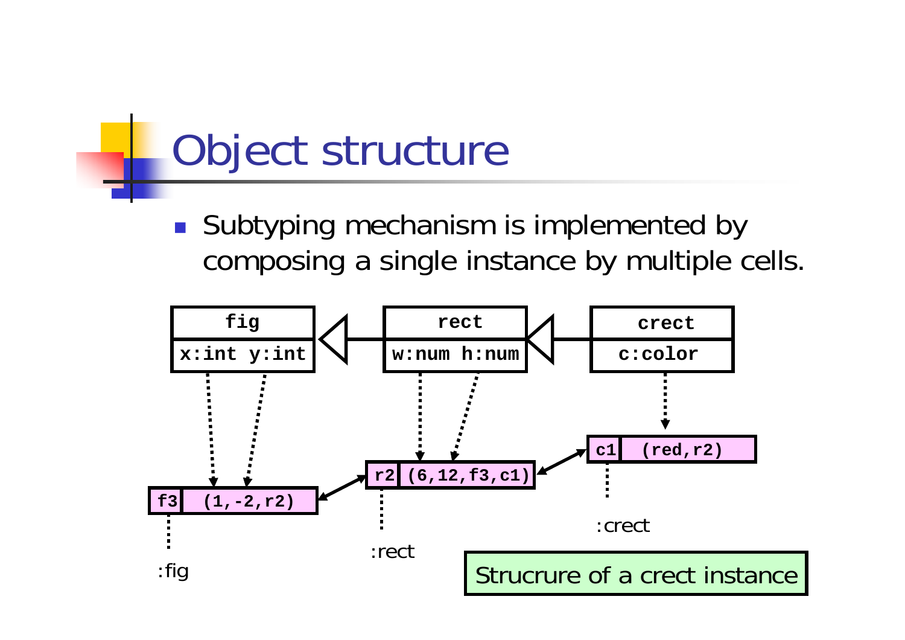# Object structure

- Subtyping mechanism is implemented by composing a single instance by multiple cells.

fig: x:int y:int

rect: w:num h:num

crect: c:color

f3 (1,-2,r2) :fig

r2 (6,12,f3,c1) :rect

c1 (red,r2) :crect

Strucrure of a crect instance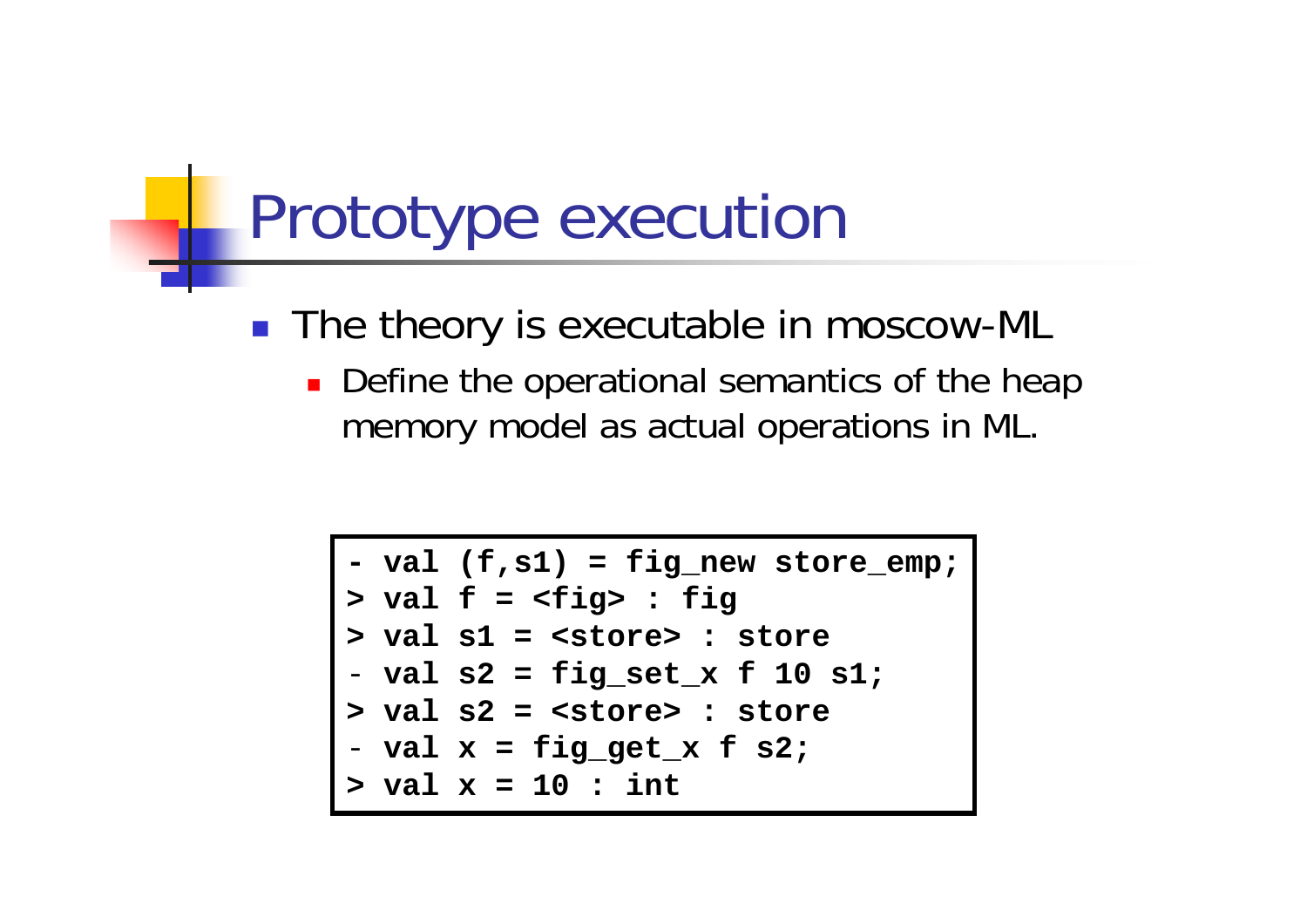# Prototype execution

- The theory is executable in moscow-ML
  - Define the operational semantics of the heap memory model as actual operations in ML.

```
- val (f,s1) = fig_new store_emp;
> val f = <fig> : fig
> val s1 = <store> : store
- val s2 = fig_set_x f 10 s1;
> val s2 = <store> : store
- val x = fig_get_x f s2;
> val x = 10 : int
```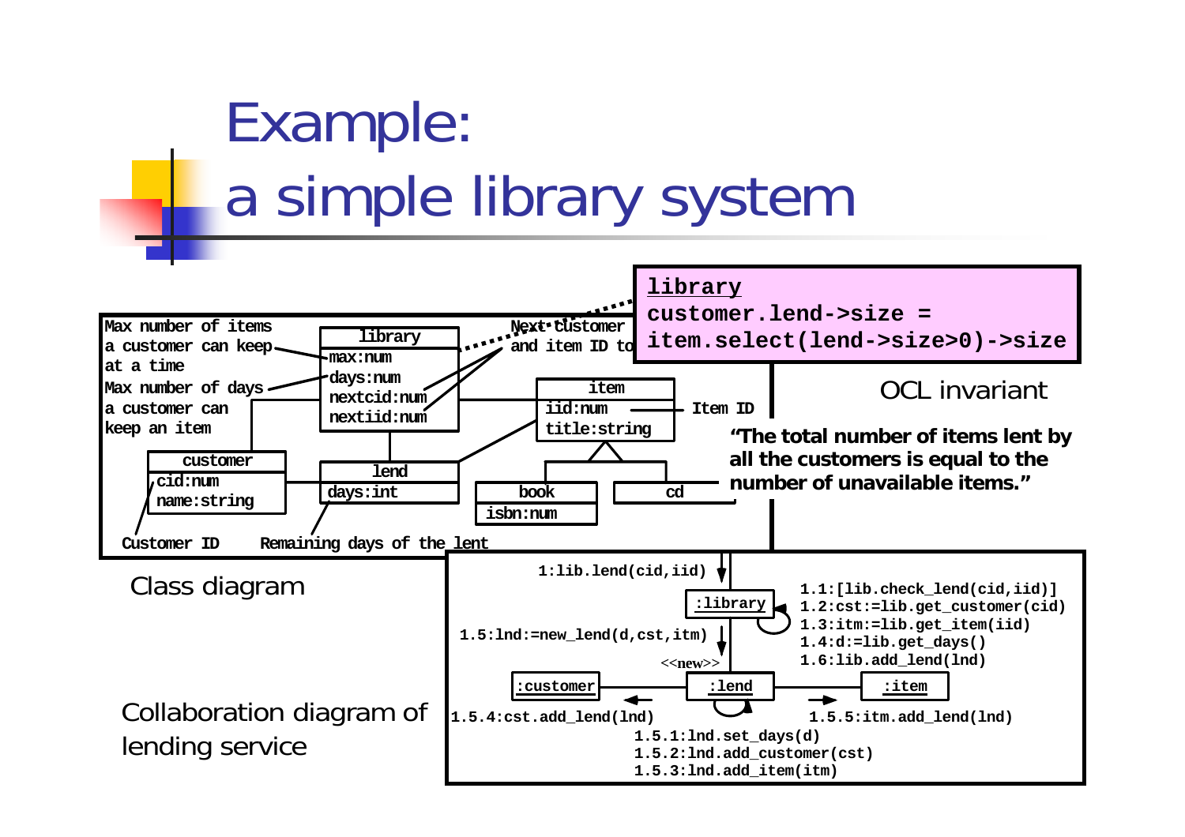# Example: a simple library system

Max number of items a customer can keep at a time

Max number of days a customer can keep an item

Next customer and item ID to

**library**
- max:num
- days:num
- nextcid:num
- nextiid:num

**item**
- iid:num
- title:string

Item ID

**customer**
- cid:num
- name:string

**lend**
- days:int

**book**
- isbn:num

**cd**

Customer ID

Remaining days of the lent

Class diagram

```
library
customer.lend->size =
item.select(lend->size>0)->size
```

OCL invariant

**"The total number of items lent by all the customers is equal to the number of unavailable items."**

```
1:lib.lend(cid,iid)
:library
1.1:[lib.check_lend(cid,iid)]
1.2:cst:=lib.get_customer(cid)
1.3:itm:=lib.get_item(iid)
1.4:d:=lib.get_days()
1.6:lib.add_lend(lnd)
1.5:lnd:=new_lend(d,cst,itm)
<<new>>
:customer   :lend   :item
1.5.4:cst.add_lend(lnd)
1.5.5:itm.add_lend(lnd)
1.5.1:lnd.set_days(d)
1.5.2:lnd.add_customer(cst)
1.5.3:lnd.add_item(itm)
```

Collaboration diagram of lending service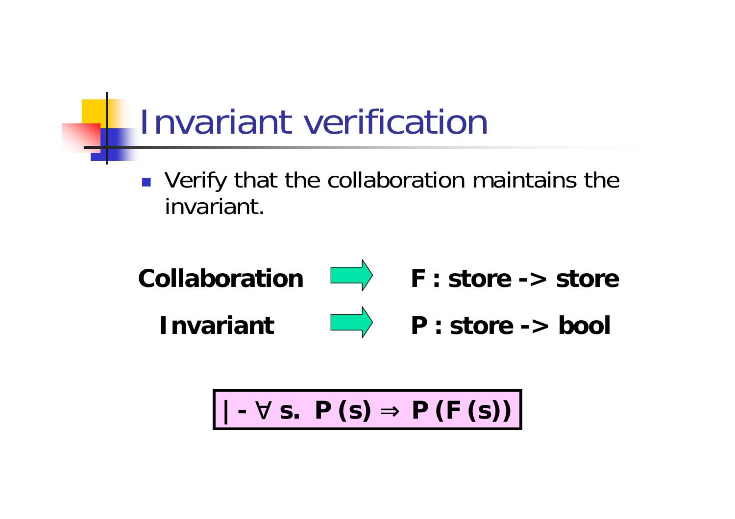# Invariant verification

- Verify that the collaboration maintains the invariant.

**Collaboration** ⇨ **F : store -> store**

**Invariant** ⇨ **P : store -> bool**

$$\vdash \forall s.\ P(s) \Rightarrow P(F(s))$$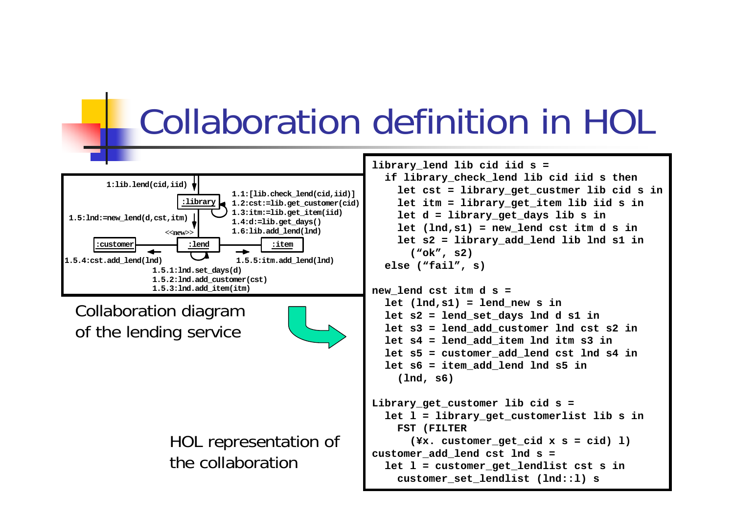# Collaboration definition in HOL

```
1:lib.lend(cid,iid)
:library
1.1:[lib.check_lend(cid,iid)]
1.2:cst:=lib.get_customer(cid)
1.3:itm:=lib.get_item(iid)
1.4:d:=lib.get_days()
1.6:lib.add_lend(lnd)
1.5:lnd:=new_lend(d,cst,itm)
<<new>>
:customer    :lend    :item
1.5.4:cst.add_lend(lnd)
1.5.5:itm.add_lend(lnd)
1.5.1:lnd.set_days(d)
1.5.2:lnd.add_customer(cst)
1.5.3:lnd.add_item(itm)
```

Collaboration diagram of the lending service

```
library_lend lib cid iid s =
  if library_check_lend lib cid iid s then
    let cst = library_get_custmer lib cid s in
    let itm = library_get_item lib iid s in
    let d = library_get_days lib s in
    let (lnd,s1) = new_lend cst itm d s in
    let s2 = library_add_lend lib lnd s1 in
      ("ok", s2)
  else ("fail", s)

new_lend cst itm d s =
  let (lnd,s1) = lend_new s in
  let s2 = lend_set_days lnd d s1 in
  let s3 = lend_add_customer lnd cst s2 in
  let s4 = lend_add_item lnd itm s3 in
  let s5 = customer_add_lend cst lnd s4 in
  let s6 = item_add_lend lnd s5 in
    (lnd, s6)

Library_get_customer lib cid s =
  let l = library_get_customerlist lib s in
    FST (FILTER
      (¥x. customer_get_cid x s = cid) l)
customer_add_lend cst lnd s =
  let l = customer_get_lendlist cst s in
    customer_set_lendlist (lnd::l) s
```

HOL representation of the collaboration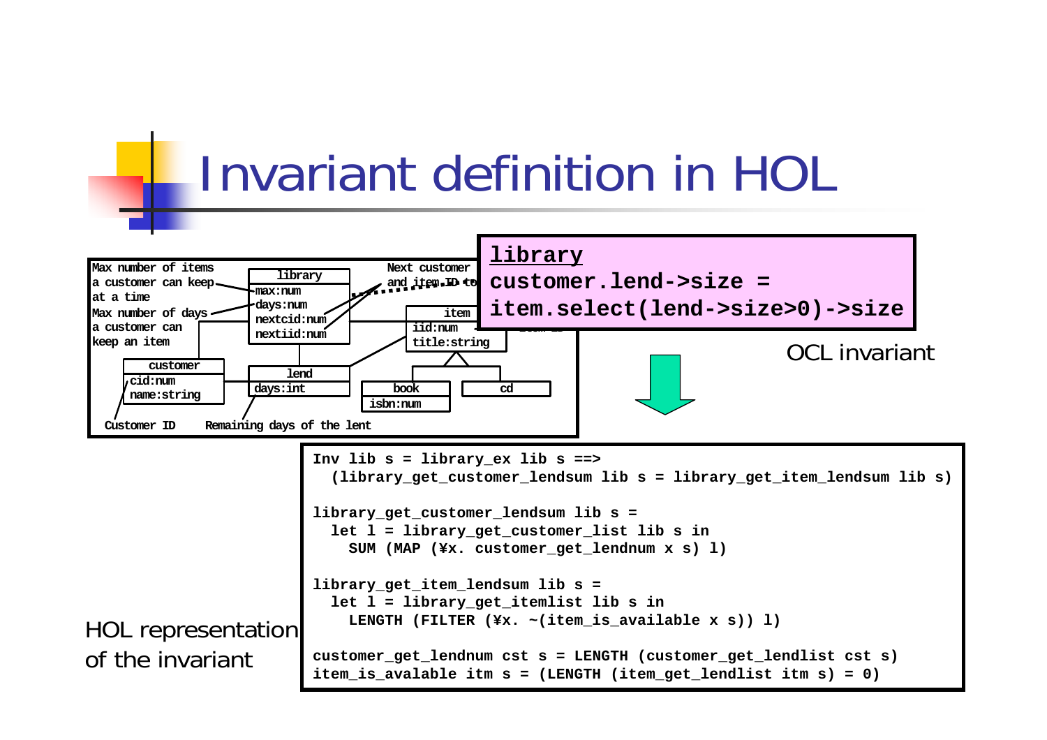# Invariant definition in HOL

Max number of items a customer can keep at a time

Max number of days a customer can keep an item

Next customer and item ID to

| library |
|---|
| max:num |
| days:num |
| nextcid:num |
| nextiid:num |

| customer |
|---|
| cid:num |
| name:string |

| lend |
|---|
| days:int |

| item |
|---|
| iid:num |
| title:string |

| book |
|---|
| isbn:num |

| cd |
|---|

Customer ID

Remaining days of the lent

```
library
customer.lend->size =
item.select(lend->size>0)->size
```

OCL invariant

HOL representation of the invariant

```
Inv lib s = library_ex lib s ==>
  (library_get_customer_lendsum lib s = library_get_item_lendsum lib s)

library_get_customer_lendsum lib s =
  let l = library_get_customer_list lib s in
    SUM (MAP (¥x. customer_get_lendnum x s) l)

library_get_item_lendsum lib s =
  let l = library_get_itemlist lib s in
    LENGTH (FILTER (¥x. ~(item_is_available x s)) l)

customer_get_lendnum cst s = LENGTH (customer_get_lendlist cst s)
item_is_avalable itm s = (LENGTH (item_get_lendlist itm s) = 0)
```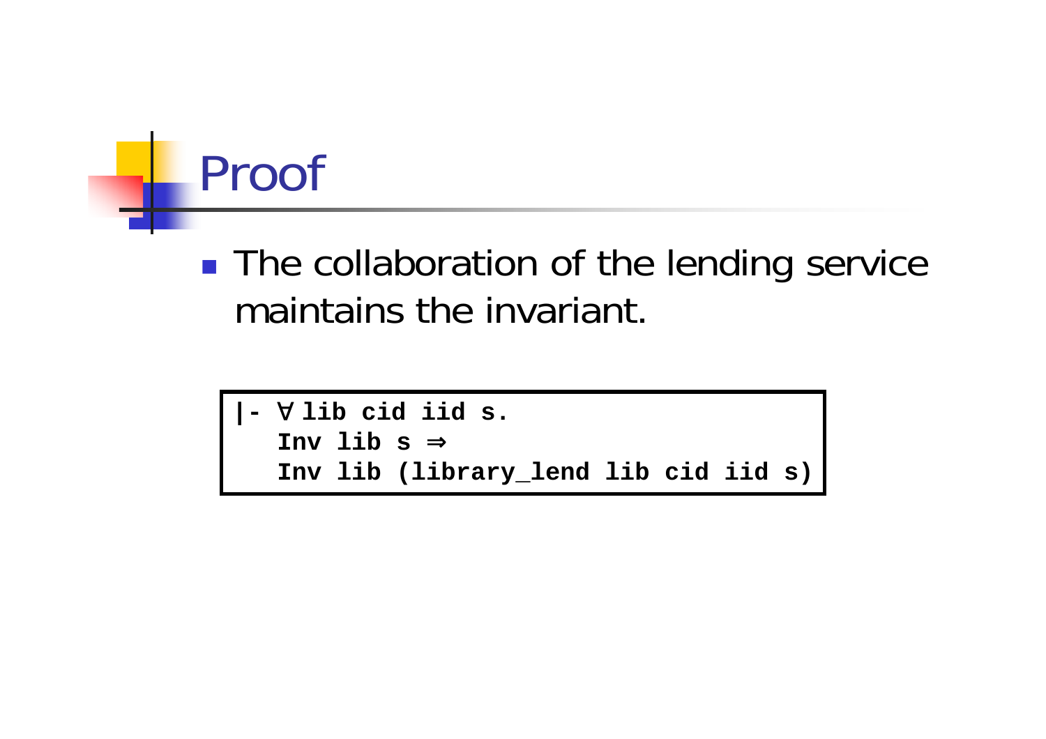# Proof

- The collaboration of the lending service maintains the invariant.

```
|- ∀ lib cid iid s.
   Inv lib s ⇒
   Inv lib (library_lend lib cid iid s)
```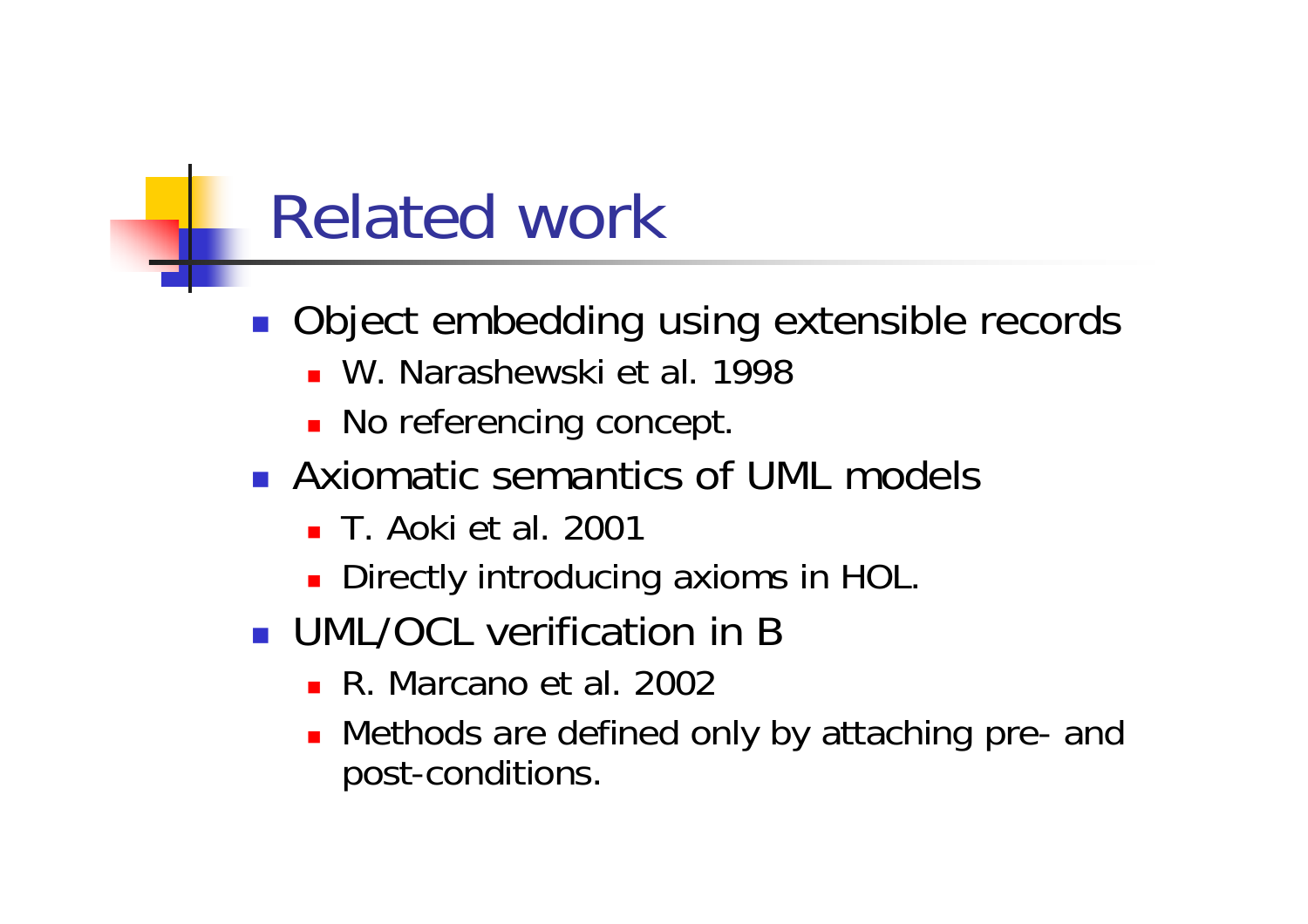# Related work

- Object embedding using extensible records
  - W. Narashewski et al. 1998
  - No referencing concept.
- Axiomatic semantics of UML models
  - T. Aoki et al. 2001
  - Directly introducing axioms in HOL.
- UML/OCL verification in B
  - R. Marcano et al. 2002
  - Methods are defined only by attaching pre- and post-conditions.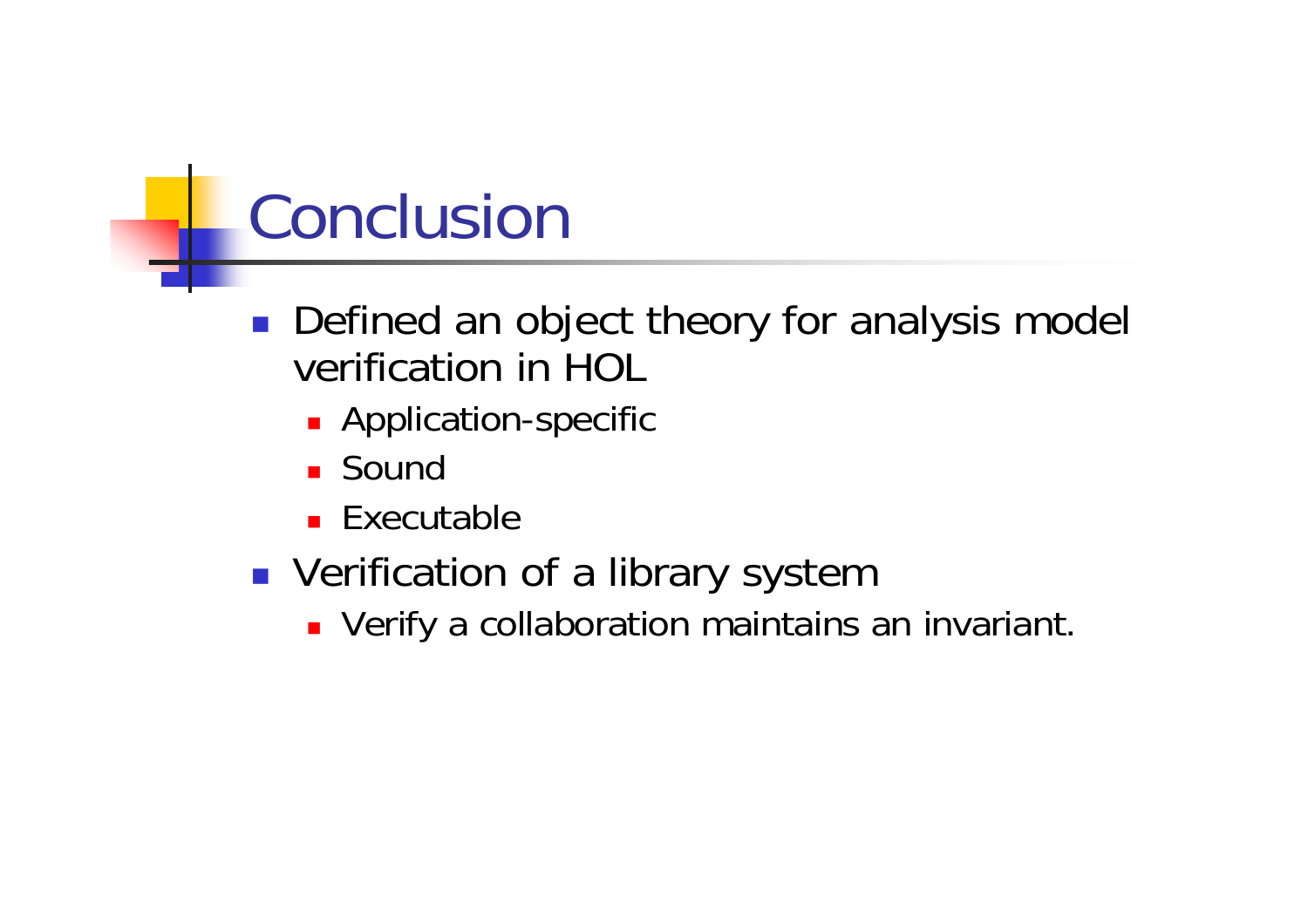# Conclusion

- Defined an object theory for analysis model verification in HOL
  - Application-specific
  - Sound
  - Executable
- Verification of a library system
  - Verify a collaboration maintains an invariant.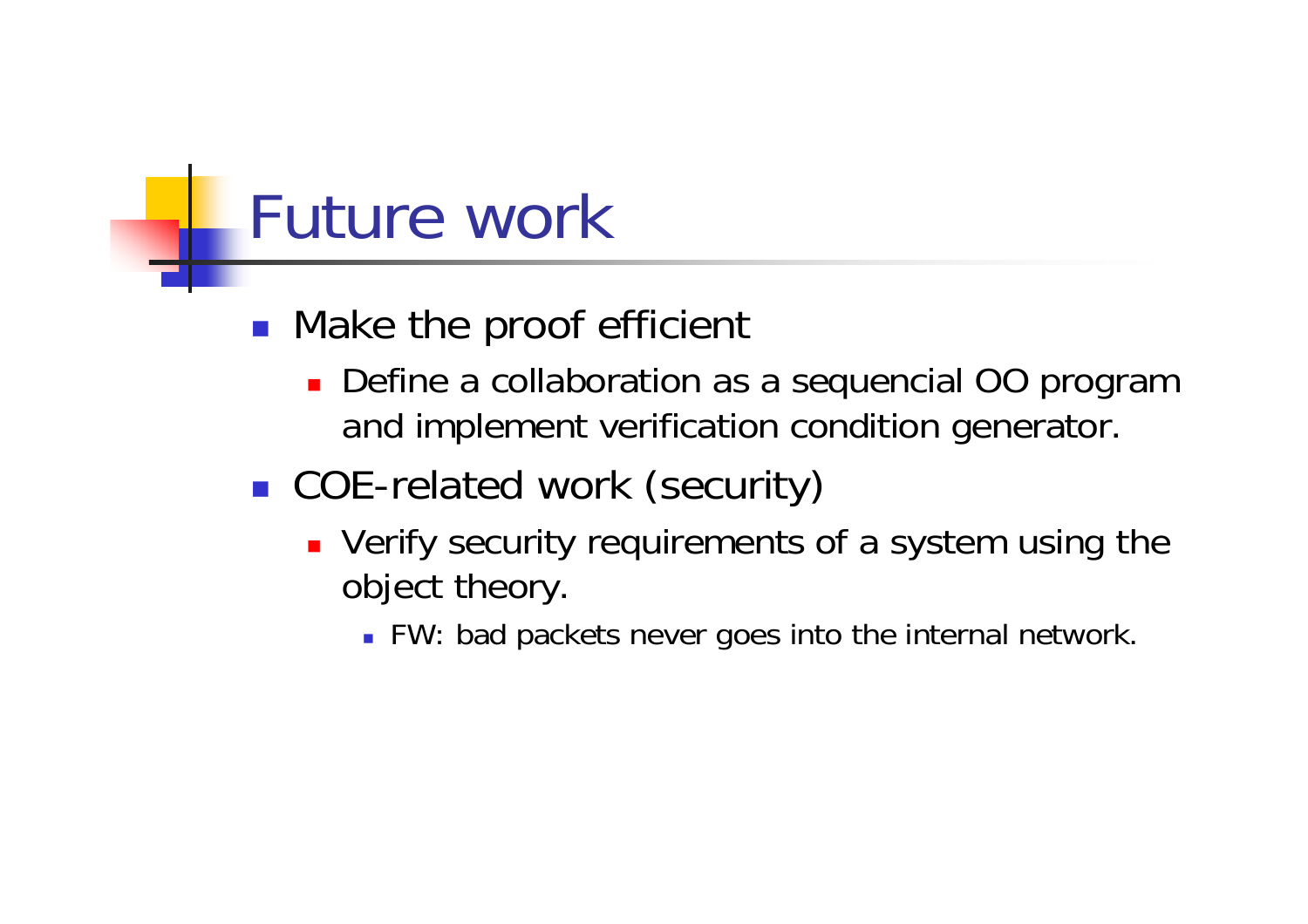# Future work

- Make the proof efficient
  - Define a collaboration as a sequencial OO program and implement verification condition generator.
- COE-related work (security)
  - Verify security requirements of a system using the object theory.
    - FW: bad packets never goes into the internal network.